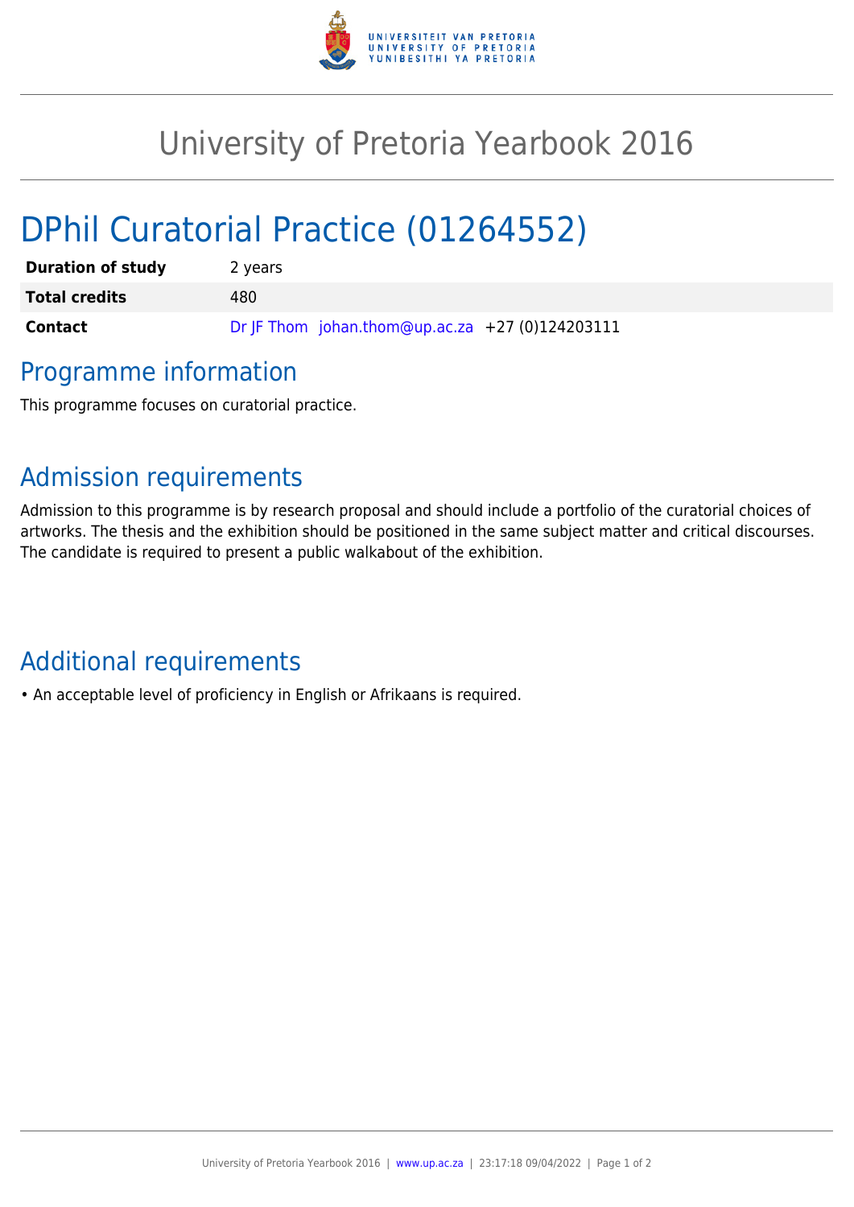# University of Pretoria Yearbook 2016

# DPhil Curatorial Practice (01264552)

| | |
|---|---|
| **Duration of study** | 2 years |
| **Total credits** | 480 |
| **Contact** | Dr JF Thom johan.thom@up.ac.za +27 (0)124203111 |

## Programme information

This programme focuses on curatorial practice.

## Admission requirements

Admission to this programme is by research proposal and should include a portfolio of the curatorial choices of artworks. The thesis and the exhibition should be positioned in the same subject matter and critical discourses. The candidate is required to present a public walkabout of the exhibition.

## Additional requirements

- An acceptable level of proficiency in English or Afrikaans is required.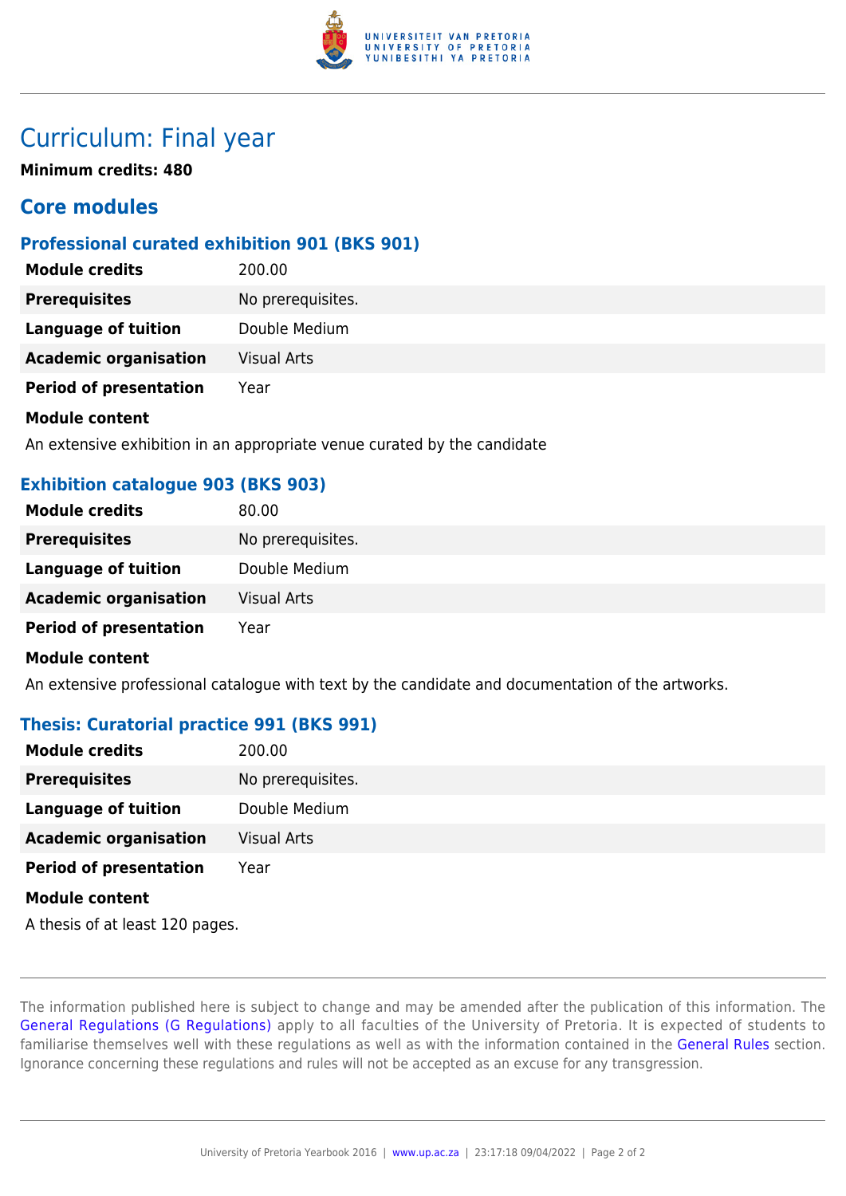# Curriculum: Final year

**Minimum credits: 480**

## Core modules

### Professional curated exhibition 901 (BKS 901)

| | |
|---|---|
| **Module credits** | 200.00 |
| **Prerequisites** | No prerequisites. |
| **Language of tuition** | Double Medium |
| **Academic organisation** | Visual Arts |
| **Period of presentation** | Year |

**Module content**

An extensive exhibition in an appropriate venue curated by the candidate

### Exhibition catalogue 903 (BKS 903)

| | |
|---|---|
| **Module credits** | 80.00 |
| **Prerequisites** | No prerequisites. |
| **Language of tuition** | Double Medium |
| **Academic organisation** | Visual Arts |
| **Period of presentation** | Year |

**Module content**

An extensive professional catalogue with text by the candidate and documentation of the artworks.

### Thesis: Curatorial practice 991 (BKS 991)

| | |
|---|---|
| **Module credits** | 200.00 |
| **Prerequisites** | No prerequisites. |
| **Language of tuition** | Double Medium |
| **Academic organisation** | Visual Arts |
| **Period of presentation** | Year |

**Module content**

A thesis of at least 120 pages.

The information published here is subject to change and may be amended after the publication of this information. The General Regulations (G Regulations) apply to all faculties of the University of Pretoria. It is expected of students to familiarise themselves well with these regulations as well as with the information contained in the General Rules section. Ignorance concerning these regulations and rules will not be accepted as an excuse for any transgression.